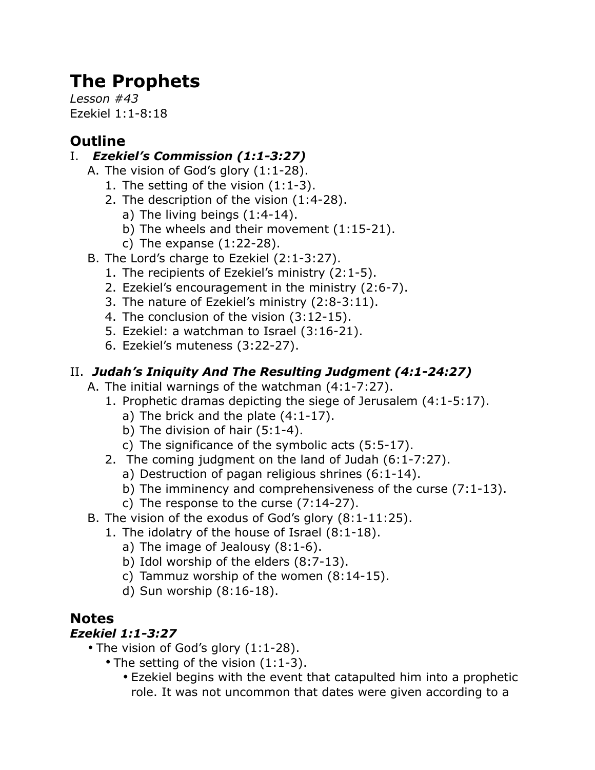# The Prophets

*Lesson #43*
Ezekiel 1:1-8:18

## Outline

I. ***Ezekiel's Commission (1:1-3:27)***
   - A. The vision of God's glory (1:1-28).
      1. The setting of the vision (1:1-3).
      2. The description of the vision (1:4-28).
         - a) The living beings (1:4-14).
         - b) The wheels and their movement (1:15-21).
         - c) The expanse (1:22-28).
   - B. The Lord's charge to Ezekiel (2:1-3:27).
      1. The recipients of Ezekiel's ministry (2:1-5).
      2. Ezekiel's encouragement in the ministry (2:6-7).
      3. The nature of Ezekiel's ministry (2:8-3:11).
      4. The conclusion of the vision (3:12-15).
      5. Ezekiel: a watchman to Israel (3:16-21).
      6. Ezekiel's muteness (3:22-27).

II. ***Judah's Iniquity And The Resulting Judgment (4:1-24:27)***
   - A. The initial warnings of the watchman (4:1-7:27).
      1. Prophetic dramas depicting the siege of Jerusalem (4:1-5:17).
         - a) The brick and the plate (4:1-17).
         - b) The division of hair (5:1-4).
         - c) The significance of the symbolic acts (5:5-17).
      2. The coming judgment on the land of Judah (6:1-7:27).
         - a) Destruction of pagan religious shrines (6:1-14).
         - b) The imminency and comprehensiveness of the curse (7:1-13).
         - c) The response to the curse (7:14-27).
   - B. The vision of the exodus of God's glory (8:1-11:25).
      1. The idolatry of the house of Israel (8:1-18).
         - a) The image of Jealousy (8:1-6).
         - b) Idol worship of the elders (8:7-13).
         - c) Tammuz worship of the women (8:14-15).
         - d) Sun worship (8:16-18).

## Notes

### *Ezekiel 1:1-3:27*

- The vision of God's glory (1:1-28).
  - The setting of the vision (1:1-3).
    - Ezekiel begins with the event that catapulted him into a prophetic role. It was not uncommon that dates were given according to a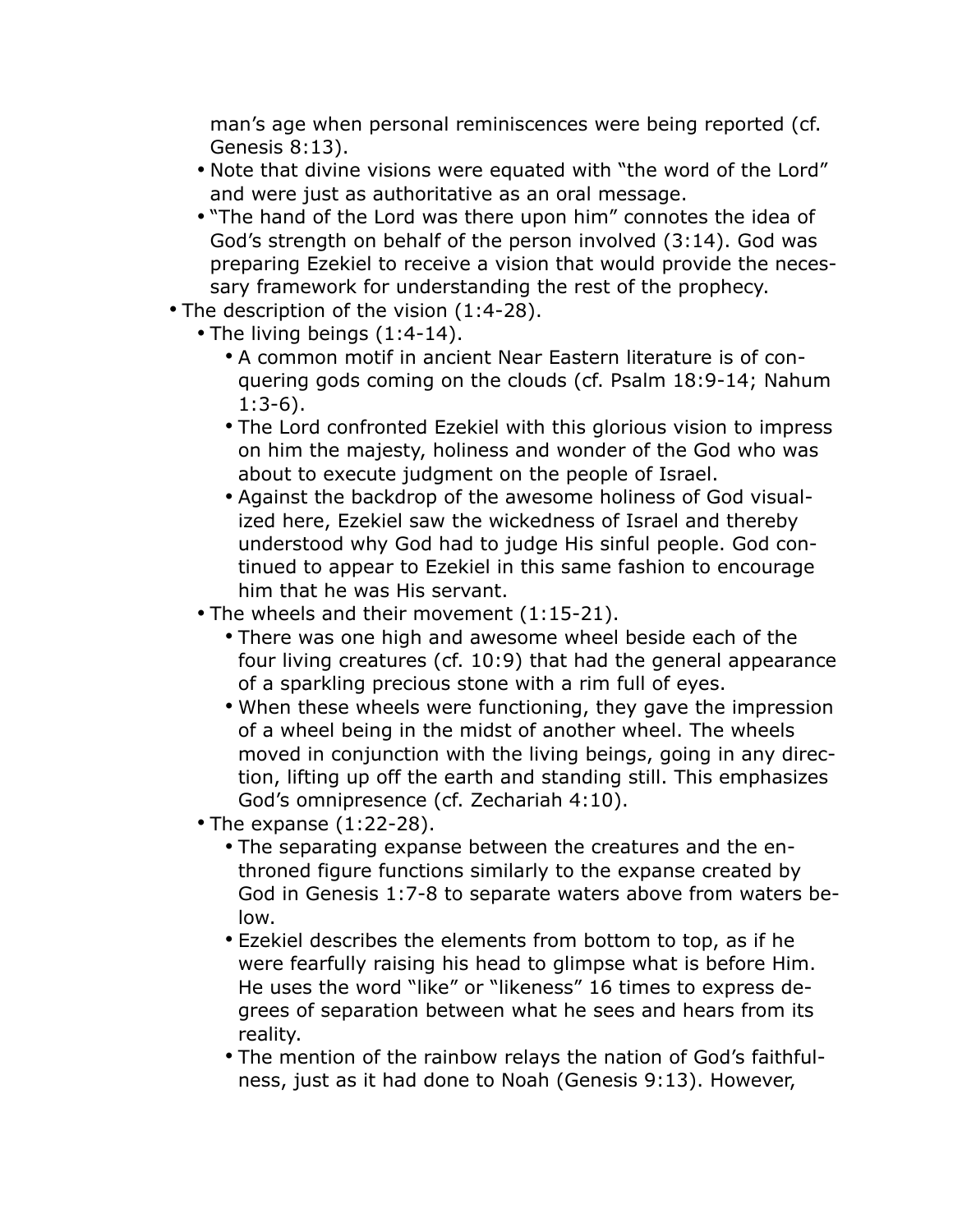man's age when personal reminiscences were being reported (cf. Genesis 8:13).

    - Note that divine visions were equated with "the word of the Lord" and were just as authoritative as an oral message.
    - "The hand of the Lord was there upon him" connotes the idea of God's strength on behalf of the person involved (3:14). God was preparing Ezekiel to receive a vision that would provide the necessary framework for understanding the rest of the prophecy.
- The description of the vision (1:4-28).
    - The living beings (1:4-14).
        - A common motif in ancient Near Eastern literature is of conquering gods coming on the clouds (cf. Psalm 18:9-14; Nahum 1:3-6).
        - The Lord confronted Ezekiel with this glorious vision to impress on him the majesty, holiness and wonder of the God who was about to execute judgment on the people of Israel.
        - Against the backdrop of the awesome holiness of God visualized here, Ezekiel saw the wickedness of Israel and thereby understood why God had to judge His sinful people. God continued to appear to Ezekiel in this same fashion to encourage him that he was His servant.
    - The wheels and their movement (1:15-21).
        - There was one high and awesome wheel beside each of the four living creatures (cf. 10:9) that had the general appearance of a sparkling precious stone with a rim full of eyes.
        - When these wheels were functioning, they gave the impression of a wheel being in the midst of another wheel. The wheels moved in conjunction with the living beings, going in any direction, lifting up off the earth and standing still. This emphasizes God's omnipresence (cf. Zechariah 4:10).
    - The expanse (1:22-28).
        - The separating expanse between the creatures and the enthroned figure functions similarly to the expanse created by God in Genesis 1:7-8 to separate waters above from waters below.
        - Ezekiel describes the elements from bottom to top, as if he were fearfully raising his head to glimpse what is before Him. He uses the word "like" or "likeness" 16 times to express degrees of separation between what he sees and hears from its reality.
        - The mention of the rainbow relays the nation of God's faithfulness, just as it had done to Noah (Genesis 9:13). However,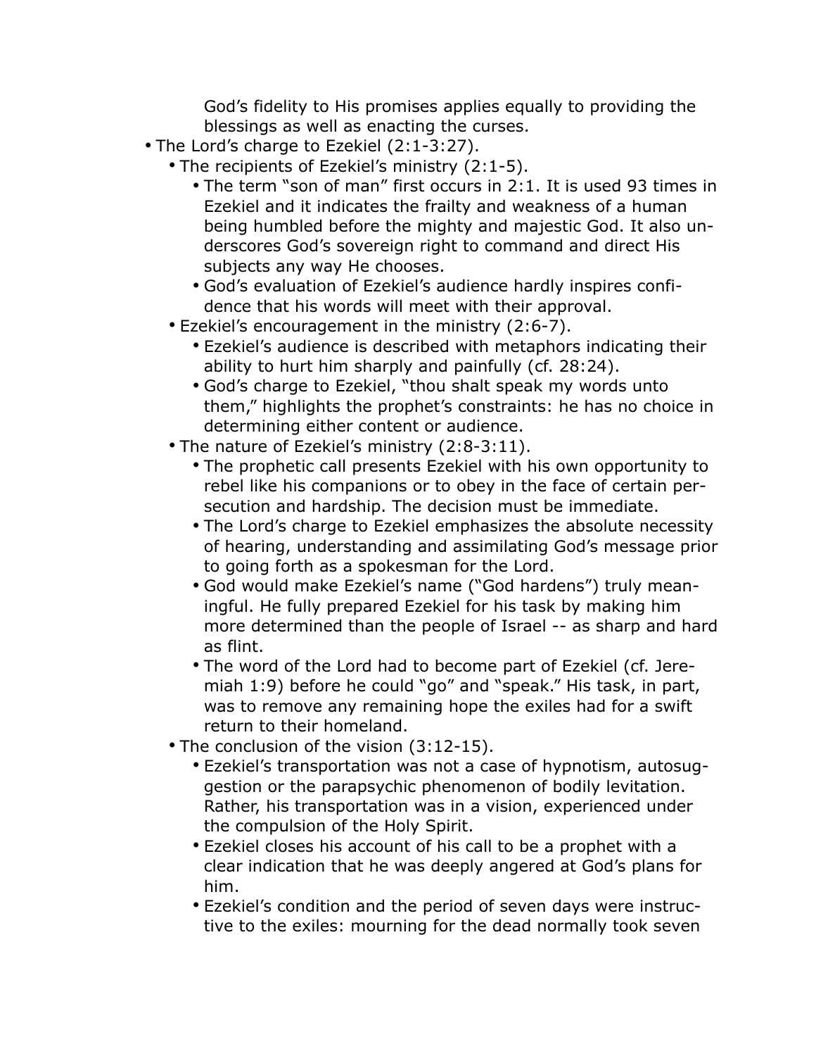- God's fidelity to His promises applies equally to providing the blessings as well as enacting the curses.
- The Lord's charge to Ezekiel (2:1-3:27).
  - The recipients of Ezekiel's ministry (2:1-5).
    - The term "son of man" first occurs in 2:1. It is used 93 times in Ezekiel and it indicates the frailty and weakness of a human being humbled before the mighty and majestic God. It also underscores God's sovereign right to command and direct His subjects any way He chooses.
    - God's evaluation of Ezekiel's audience hardly inspires confidence that his words will meet with their approval.
  - Ezekiel's encouragement in the ministry (2:6-7).
    - Ezekiel's audience is described with metaphors indicating their ability to hurt him sharply and painfully (cf. 28:24).
    - God's charge to Ezekiel, "thou shalt speak my words unto them," highlights the prophet's constraints: he has no choice in determining either content or audience.
  - The nature of Ezekiel's ministry (2:8-3:11).
    - The prophetic call presents Ezekiel with his own opportunity to rebel like his companions or to obey in the face of certain persecution and hardship. The decision must be immediate.
    - The Lord's charge to Ezekiel emphasizes the absolute necessity of hearing, understanding and assimilating God's message prior to going forth as a spokesman for the Lord.
    - God would make Ezekiel's name ("God hardens") truly meaningful. He fully prepared Ezekiel for his task by making him more determined than the people of Israel -- as sharp and hard as flint.
    - The word of the Lord had to become part of Ezekiel (cf. Jeremiah 1:9) before he could "go" and "speak." His task, in part, was to remove any remaining hope the exiles had for a swift return to their homeland.
  - The conclusion of the vision (3:12-15).
    - Ezekiel's transportation was not a case of hypnotism, autosuggestion or the parapsychic phenomenon of bodily levitation. Rather, his transportation was in a vision, experienced under the compulsion of the Holy Spirit.
    - Ezekiel closes his account of his call to be a prophet with a clear indication that he was deeply angered at God's plans for him.
    - Ezekiel's condition and the period of seven days were instructive to the exiles: mourning for the dead normally took seven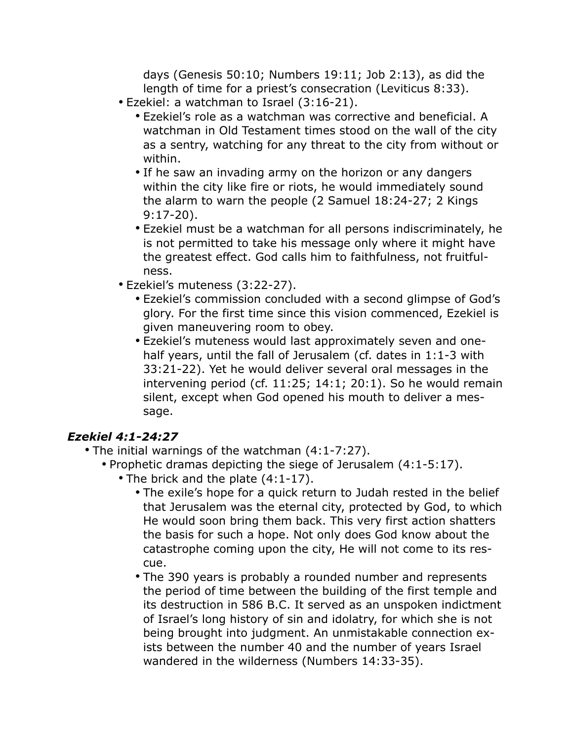days (Genesis 50:10; Numbers 19:11; Job 2:13), as did the length of time for a priest's consecration (Leviticus 8:33).

- Ezekiel: a watchman to Israel (3:16-21).
  - Ezekiel's role as a watchman was corrective and beneficial. A watchman in Old Testament times stood on the wall of the city as a sentry, watching for any threat to the city from without or within.
  - If he saw an invading army on the horizon or any dangers within the city like fire or riots, he would immediately sound the alarm to warn the people (2 Samuel 18:24-27; 2 Kings 9:17-20).
  - Ezekiel must be a watchman for all persons indiscriminately, he is not permitted to take his message only where it might have the greatest effect. God calls him to faithfulness, not fruitfulness.
- Ezekiel's muteness (3:22-27).
  - Ezekiel's commission concluded with a second glimpse of God's glory. For the first time since this vision commenced, Ezekiel is given maneuvering room to obey.
  - Ezekiel's muteness would last approximately seven and one-half years, until the fall of Jerusalem (cf. dates in 1:1-3 with 33:21-22). Yet he would deliver several oral messages in the intervening period (cf. 11:25; 14:1; 20:1). So he would remain silent, except when God opened his mouth to deliver a message.

### *Ezekiel 4:1-24:27*

- The initial warnings of the watchman (4:1-7:27).
  - Prophetic dramas depicting the siege of Jerusalem (4:1-5:17).
    - The brick and the plate (4:1-17).
      - The exile's hope for a quick return to Judah rested in the belief that Jerusalem was the eternal city, protected by God, to which He would soon bring them back. This very first action shatters the basis for such a hope. Not only does God know about the catastrophe coming upon the city, He will not come to its rescue.
      - The 390 years is probably a rounded number and represents the period of time between the building of the first temple and its destruction in 586 B.C. It served as an unspoken indictment of Israel's long history of sin and idolatry, for which she is not being brought into judgment. An unmistakable connection exists between the number 40 and the number of years Israel wandered in the wilderness (Numbers 14:33-35).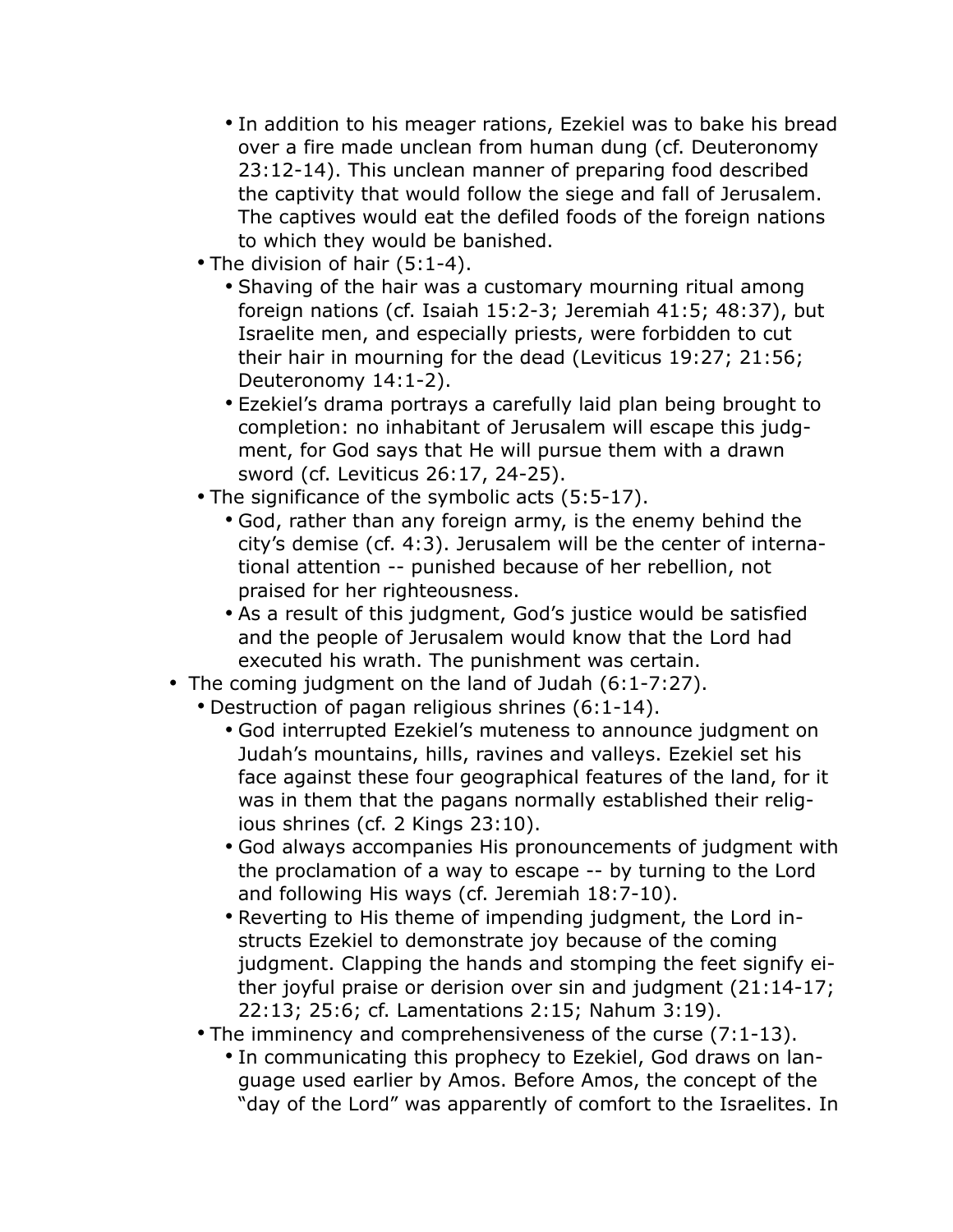- In addition to his meager rations, Ezekiel was to bake his bread over a fire made unclean from human dung (cf. Deuteronomy 23:12-14). This unclean manner of preparing food described the captivity that would follow the siege and fall of Jerusalem. The captives would eat the defiled foods of the foreign nations to which they would be banished.
    - The division of hair (5:1-4).
        - Shaving of the hair was a customary mourning ritual among foreign nations (cf. Isaiah 15:2-3; Jeremiah 41:5; 48:37), but Israelite men, and especially priests, were forbidden to cut their hair in mourning for the dead (Leviticus 19:27; 21:56; Deuteronomy 14:1-2).
        - Ezekiel's drama portrays a carefully laid plan being brought to completion: no inhabitant of Jerusalem will escape this judgment, for God says that He will pursue them with a drawn sword (cf. Leviticus 26:17, 24-25).
    - The significance of the symbolic acts (5:5-17).
        - God, rather than any foreign army, is the enemy behind the city's demise (cf. 4:3). Jerusalem will be the center of international attention -- punished because of her rebellion, not praised for her righteousness.
        - As a result of this judgment, God's justice would be satisfied and the people of Jerusalem would know that the Lord had executed his wrath. The punishment was certain.
- The coming judgment on the land of Judah (6:1-7:27).
    - Destruction of pagan religious shrines (6:1-14).
        - God interrupted Ezekiel's muteness to announce judgment on Judah's mountains, hills, ravines and valleys. Ezekiel set his face against these four geographical features of the land, for it was in them that the pagans normally established their religious shrines (cf. 2 Kings 23:10).
        - God always accompanies His pronouncements of judgment with the proclamation of a way to escape -- by turning to the Lord and following His ways (cf. Jeremiah 18:7-10).
        - Reverting to His theme of impending judgment, the Lord instructs Ezekiel to demonstrate joy because of the coming judgment. Clapping the hands and stomping the feet signify either joyful praise or derision over sin and judgment (21:14-17; 22:13; 25:6; cf. Lamentations 2:15; Nahum 3:19).
    - The imminency and comprehensiveness of the curse (7:1-13).
        - In communicating this prophecy to Ezekiel, God draws on language used earlier by Amos. Before Amos, the concept of the "day of the Lord" was apparently of comfort to the Israelites. In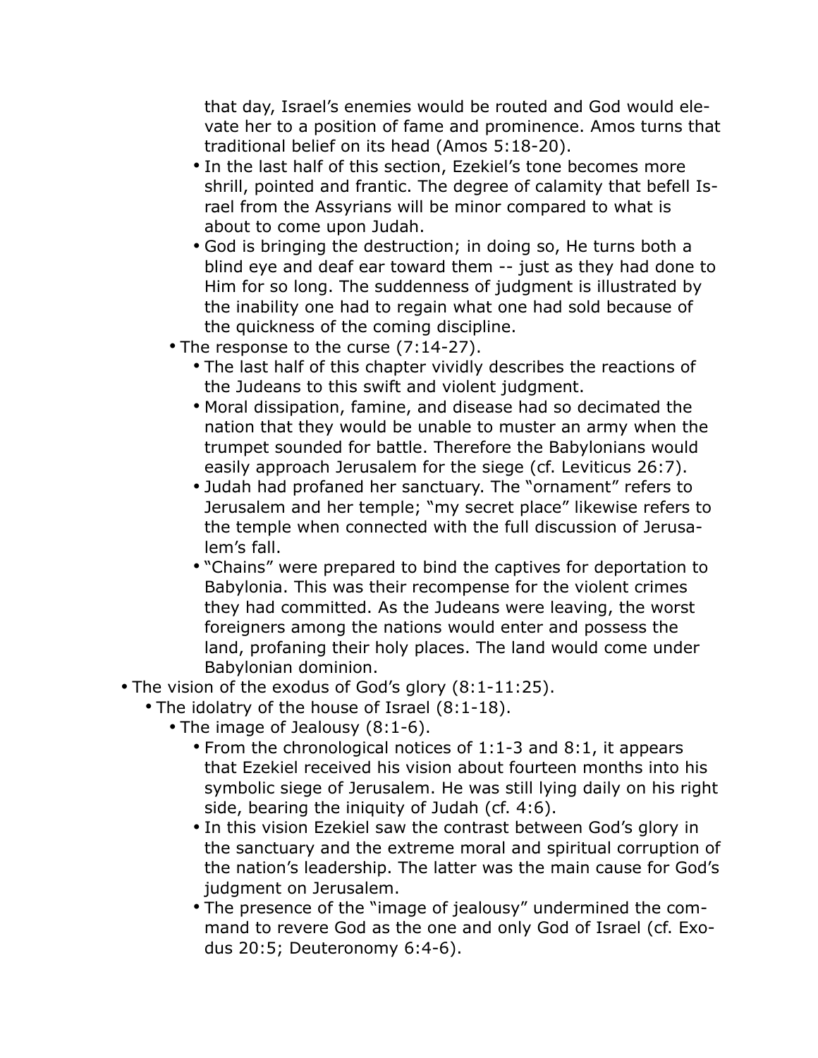that day, Israel's enemies would be routed and God would elevate her to a position of fame and prominence. Amos turns that traditional belief on its head (Amos 5:18-20).
        - In the last half of this section, Ezekiel's tone becomes more shrill, pointed and frantic. The degree of calamity that befell Israel from the Assyrians will be minor compared to what is about to come upon Judah.
        - God is bringing the destruction; in doing so, He turns both a blind eye and deaf ear toward them -- just as they had done to Him for so long. The suddenness of judgment is illustrated by the inability one had to regain what one had sold because of the quickness of the coming discipline.
    - The response to the curse (7:14-27).
        - The last half of this chapter vividly describes the reactions of the Judeans to this swift and violent judgment.
        - Moral dissipation, famine, and disease had so decimated the nation that they would be unable to muster an army when the trumpet sounded for battle. Therefore the Babylonians would easily approach Jerusalem for the siege (cf. Leviticus 26:7).
        - Judah had profaned her sanctuary. The "ornament" refers to Jerusalem and her temple; "my secret place" likewise refers to the temple when connected with the full discussion of Jerusalem's fall.
        - "Chains" were prepared to bind the captives for deportation to Babylonia. This was their recompense for the violent crimes they had committed. As the Judeans were leaving, the worst foreigners among the nations would enter and possess the land, profaning their holy places. The land would come under Babylonian dominion.
- The vision of the exodus of God's glory (8:1-11:25).
    - The idolatry of the house of Israel (8:1-18).
        - The image of Jealousy (8:1-6).
            - From the chronological notices of 1:1-3 and 8:1, it appears that Ezekiel received his vision about fourteen months into his symbolic siege of Jerusalem. He was still lying daily on his right side, bearing the iniquity of Judah (cf. 4:6).
            - In this vision Ezekiel saw the contrast between God's glory in the sanctuary and the extreme moral and spiritual corruption of the nation's leadership. The latter was the main cause for God's judgment on Jerusalem.
            - The presence of the "image of jealousy" undermined the command to revere God as the one and only God of Israel (cf. Exodus 20:5; Deuteronomy 6:4-6).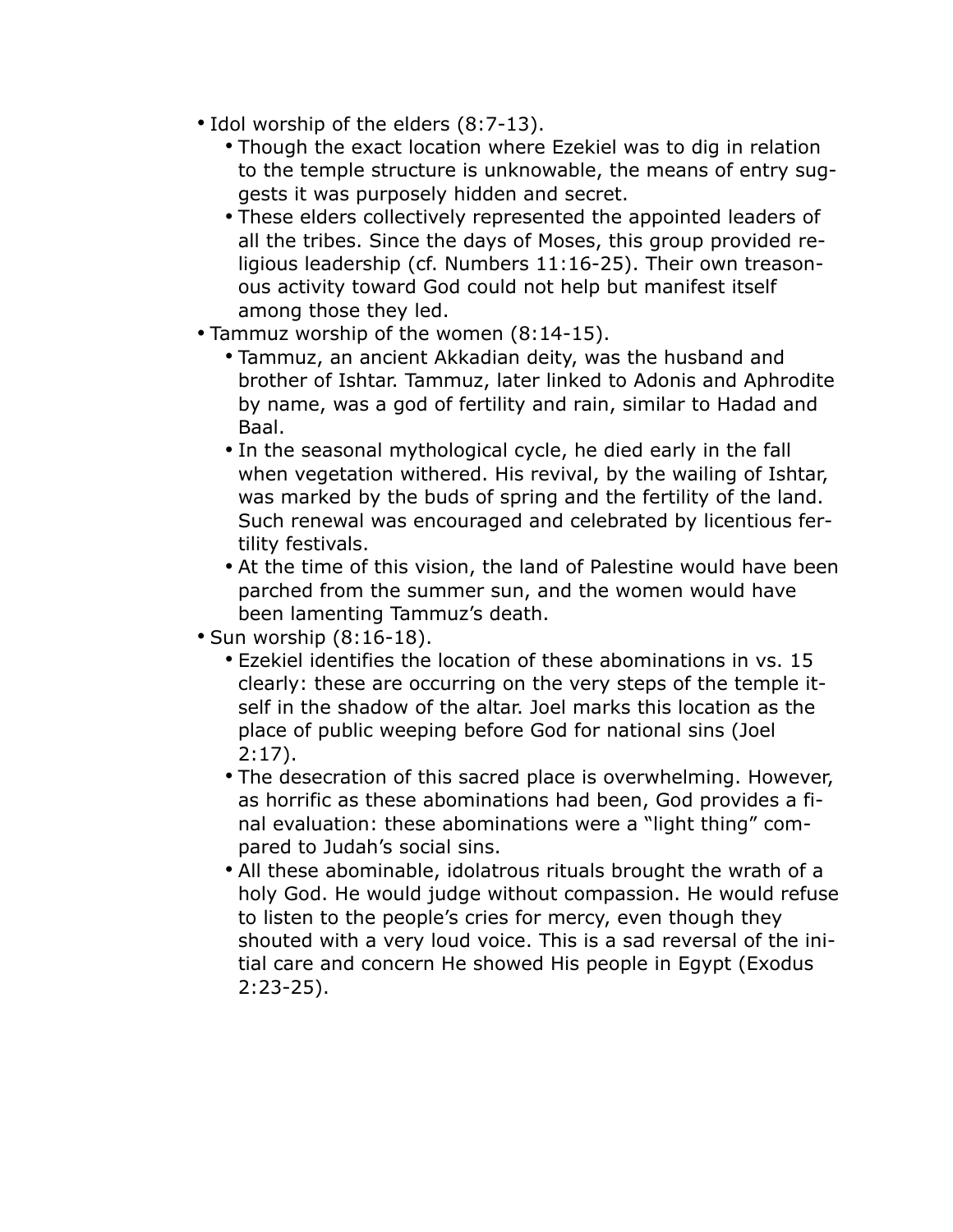- Idol worship of the elders (8:7-13).
  - Though the exact location where Ezekiel was to dig in relation to the temple structure is unknowable, the means of entry suggests it was purposely hidden and secret.
  - These elders collectively represented the appointed leaders of all the tribes. Since the days of Moses, this group provided religious leadership (cf. Numbers 11:16-25). Their own treasonous activity toward God could not help but manifest itself among those they led.
- Tammuz worship of the women (8:14-15).
  - Tammuz, an ancient Akkadian deity, was the husband and brother of Ishtar. Tammuz, later linked to Adonis and Aphrodite by name, was a god of fertility and rain, similar to Hadad and Baal.
  - In the seasonal mythological cycle, he died early in the fall when vegetation withered. His revival, by the wailing of Ishtar, was marked by the buds of spring and the fertility of the land. Such renewal was encouraged and celebrated by licentious fertility festivals.
  - At the time of this vision, the land of Palestine would have been parched from the summer sun, and the women would have been lamenting Tammuz's death.
- Sun worship (8:16-18).
  - Ezekiel identifies the location of these abominations in vs. 15 clearly: these are occurring on the very steps of the temple itself in the shadow of the altar. Joel marks this location as the place of public weeping before God for national sins (Joel 2:17).
  - The desecration of this sacred place is overwhelming. However, as horrific as these abominations had been, God provides a final evaluation: these abominations were a "light thing" compared to Judah's social sins.
  - All these abominable, idolatrous rituals brought the wrath of a holy God. He would judge without compassion. He would refuse to listen to the people's cries for mercy, even though they shouted with a very loud voice. This is a sad reversal of the initial care and concern He showed His people in Egypt (Exodus 2:23-25).